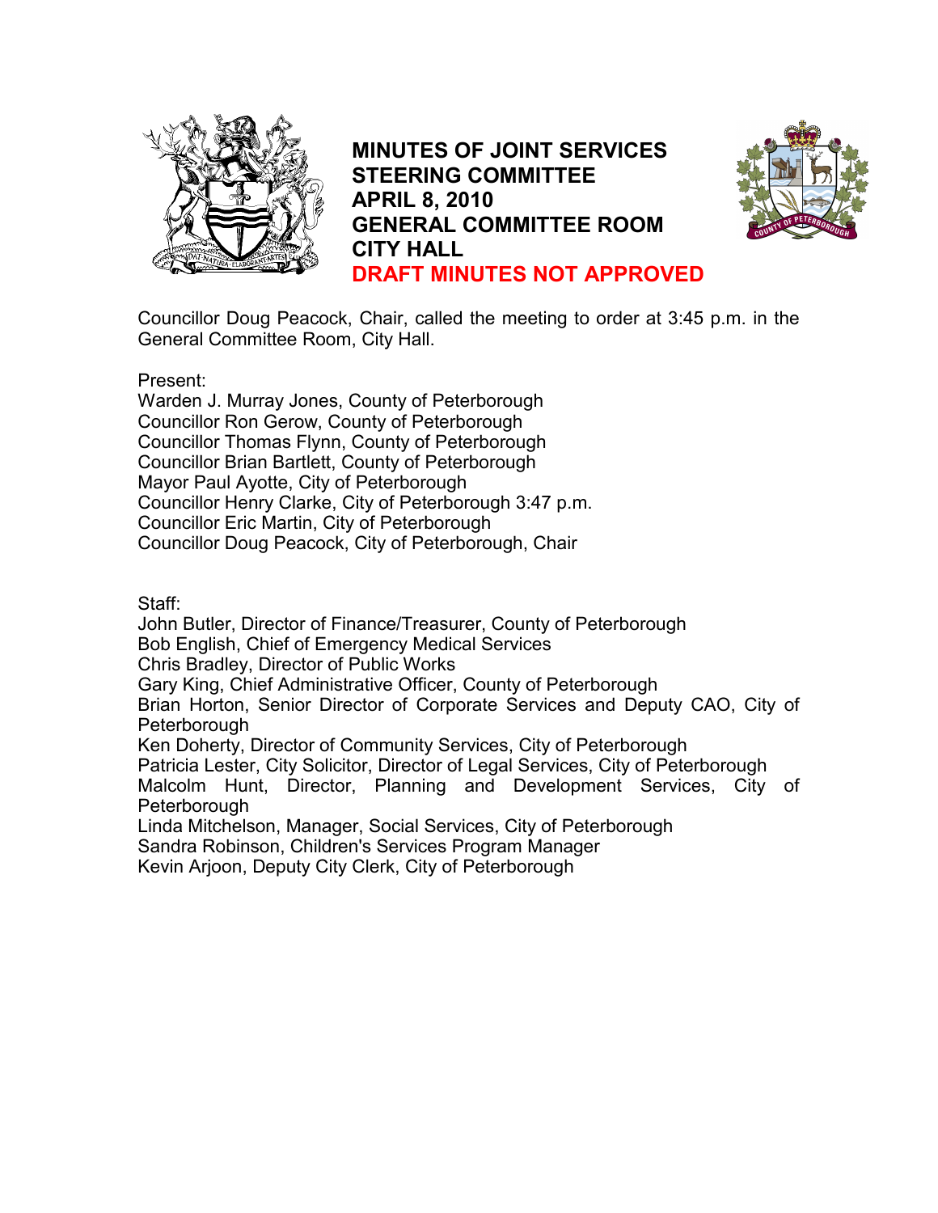# MINUTES OF JOINT SERVICES STEERING COMMITTEE
# APRIL 8, 2010
# GENERAL COMMITTEE ROOM
# CITY HALL
# DRAFT MINUTES NOT APPROVED

Councillor Doug Peacock, Chair, called the meeting to order at 3:45 p.m. in the General Committee Room, City Hall.

Present:
Warden J. Murray Jones, County of Peterborough
Councillor Ron Gerow, County of Peterborough
Councillor Thomas Flynn, County of Peterborough
Councillor Brian Bartlett, County of Peterborough
Mayor Paul Ayotte, City of Peterborough
Councillor Henry Clarke, City of Peterborough 3:47 p.m.
Councillor Eric Martin, City of Peterborough
Councillor Doug Peacock, City of Peterborough, Chair

Staff:
John Butler, Director of Finance/Treasurer, County of Peterborough
Bob English, Chief of Emergency Medical Services
Chris Bradley, Director of Public Works
Gary King, Chief Administrative Officer, County of Peterborough
Brian Horton, Senior Director of Corporate Services and Deputy CAO, City of Peterborough
Ken Doherty, Director of Community Services, City of Peterborough
Patricia Lester, City Solicitor, Director of Legal Services, City of Peterborough
Malcolm Hunt, Director, Planning and Development Services, City of Peterborough
Linda Mitchelson, Manager, Social Services, City of Peterborough
Sandra Robinson, Children's Services Program Manager
Kevin Arjoon, Deputy City Clerk, City of Peterborough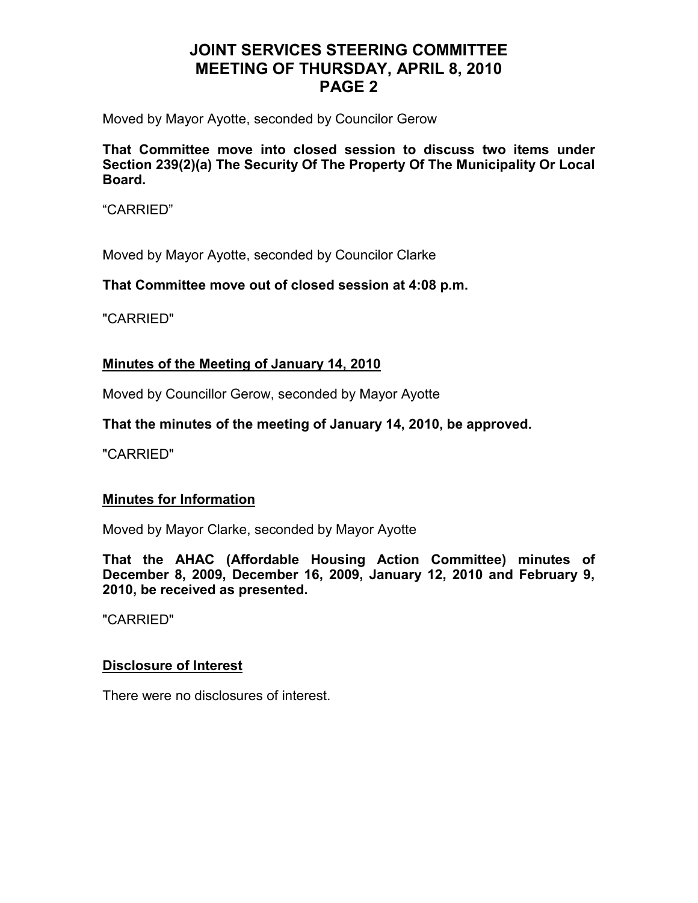Moved by Mayor Ayotte, seconded by Councilor Gerow

**That Committee move into closed session to discuss two items under Section 239(2)(a) The Security Of The Property Of The Municipality Or Local Board.**

“CARRIED”

Moved by Mayor Ayotte, seconded by Councilor Clarke

**That Committee move out of closed session at 4:08 p.m.**

"CARRIED"

## Minutes of the Meeting of January 14, 2010

Moved by Councillor Gerow, seconded by Mayor Ayotte

**That the minutes of the meeting of January 14, 2010, be approved.**

"CARRIED"

## Minutes for Information

Moved by Mayor Clarke, seconded by Mayor Ayotte

**That the AHAC (Affordable Housing Action Committee) minutes of December 8, 2009, December 16, 2009, January 12, 2010 and February 9, 2010, be received as presented.**

"CARRIED"

## Disclosure of Interest

There were no disclosures of interest.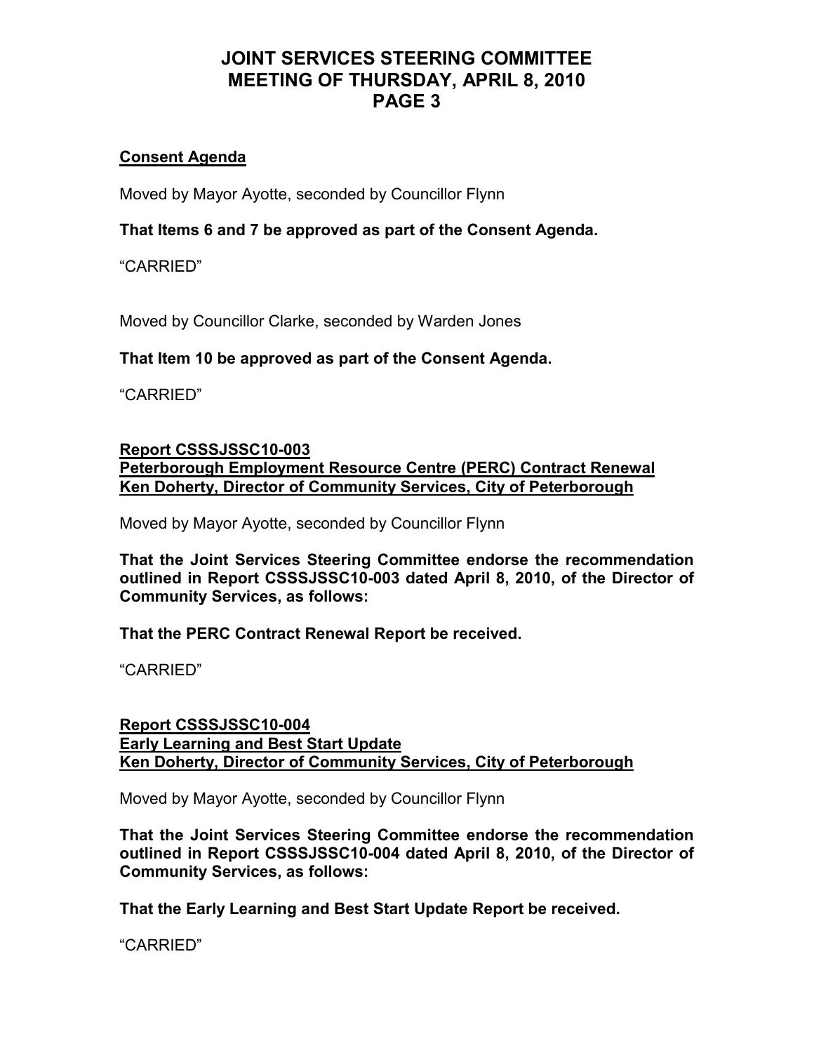**Consent Agenda**

Moved by Mayor Ayotte, seconded by Councillor Flynn

**That Items 6 and 7 be approved as part of the Consent Agenda.**

"CARRIED"

Moved by Councillor Clarke, seconded by Warden Jones

**That Item 10 be approved as part of the Consent Agenda.**

"CARRIED"

**Report CSSSJSSC10-003**
**Peterborough Employment Resource Centre (PERC) Contract Renewal**
**Ken Doherty, Director of Community Services, City of Peterborough**

Moved by Mayor Ayotte, seconded by Councillor Flynn

**That the Joint Services Steering Committee endorse the recommendation outlined in Report CSSSJSSC10-003 dated April 8, 2010, of the Director of Community Services, as follows:**

**That the PERC Contract Renewal Report be received.**

"CARRIED"

**Report CSSSJSSC10-004**
**Early Learning and Best Start Update**
**Ken Doherty, Director of Community Services, City of Peterborough**

Moved by Mayor Ayotte, seconded by Councillor Flynn

**That the Joint Services Steering Committee endorse the recommendation outlined in Report CSSSJSSC10-004 dated April 8, 2010, of the Director of Community Services, as follows:**

**That the Early Learning and Best Start Update Report be received.**

"CARRIED"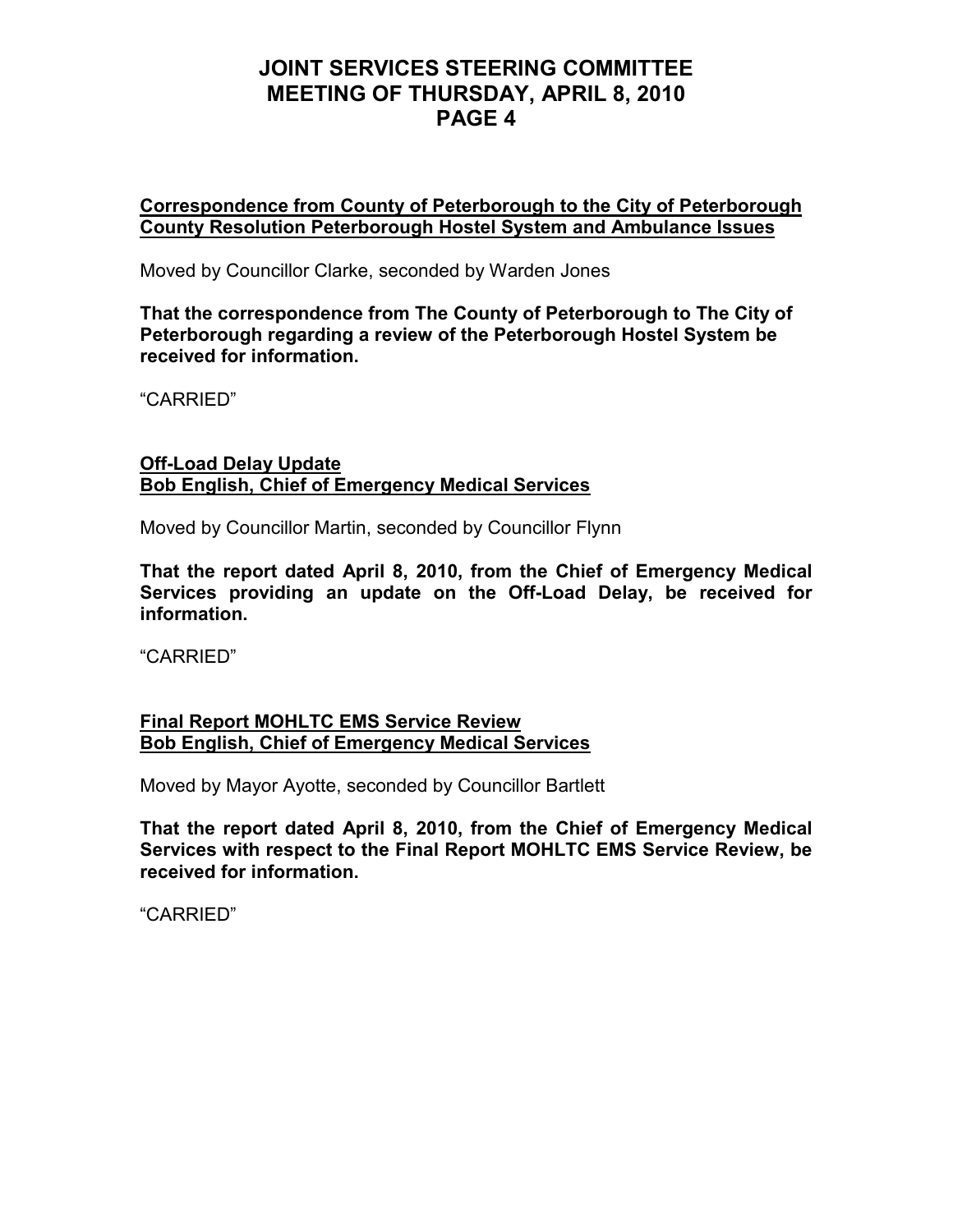**Correspondence from County of Peterborough to the City of Peterborough County Resolution Peterborough Hostel System and Ambulance Issues**

Moved by Councillor Clarke, seconded by Warden Jones

**That the correspondence from The County of Peterborough to The City of Peterborough regarding a review of the Peterborough Hostel System be received for information.**

"CARRIED"

**Off-Load Delay Update**
**Bob English, Chief of Emergency Medical Services**

Moved by Councillor Martin, seconded by Councillor Flynn

**That the report dated April 8, 2010, from the Chief of Emergency Medical Services providing an update on the Off-Load Delay, be received for information.**

"CARRIED"

**Final Report MOHLTC EMS Service Review**
**Bob English, Chief of Emergency Medical Services**

Moved by Mayor Ayotte, seconded by Councillor Bartlett

**That the report dated April 8, 2010, from the Chief of Emergency Medical Services with respect to the Final Report MOHLTC EMS Service Review, be received for information.**

"CARRIED"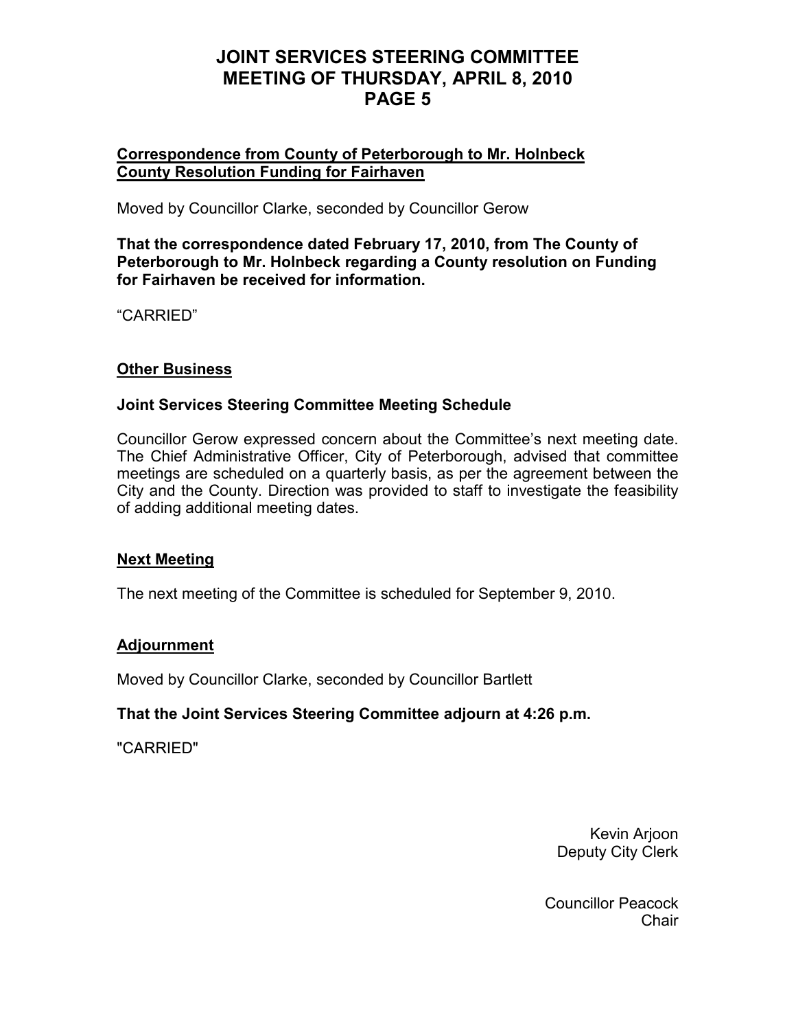**Correspondence from County of Peterborough to Mr. Holnbeck**
**County Resolution Funding for Fairhaven**

Moved by Councillor Clarke, seconded by Councillor Gerow

**That the correspondence dated February 17, 2010, from The County of Peterborough to Mr. Holnbeck regarding a County resolution on Funding for Fairhaven be received for information.**

"CARRIED"

## Other Business

### Joint Services Steering Committee Meeting Schedule

Councillor Gerow expressed concern about the Committee's next meeting date. The Chief Administrative Officer, City of Peterborough, advised that committee meetings are scheduled on a quarterly basis, as per the agreement between the City and the County. Direction was provided to staff to investigate the feasibility of adding additional meeting dates.

## Next Meeting

The next meeting of the Committee is scheduled for September 9, 2010.

## Adjournment

Moved by Councillor Clarke, seconded by Councillor Bartlett

**That the Joint Services Steering Committee adjourn at 4:26 p.m.**

"CARRIED"

Kevin Arjoon
Deputy City Clerk

Councillor Peacock
Chair